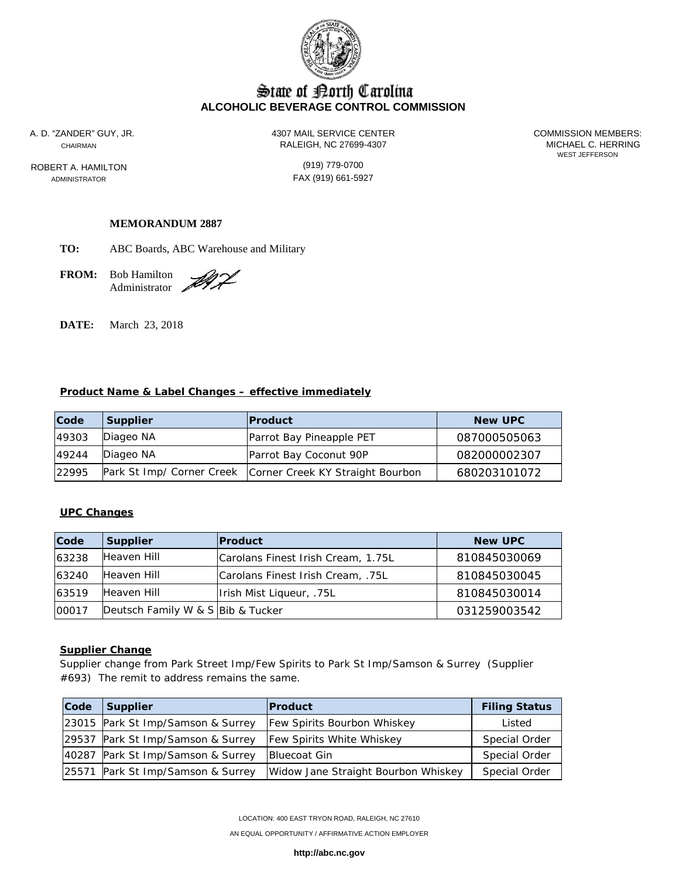# State of North Carolina
## ALCOHOLIC BEVERAGE CONTROL COMMISSION

A. D. "ZANDER" GUY, JR.
CHAIRMAN

ROBERT A. HAMILTON
ADMINISTRATOR

4307 MAIL SERVICE CENTER
RALEIGH, NC 27699-4307

(919) 779-0700
FAX (919) 661-5927

COMMISSION MEMBERS:
MICHAEL C. HERRING
WEST JEFFERSON

**MEMORANDUM 2887**

**TO:** ABC Boards, ABC Warehouse and Military

**FROM:** Bob Hamilton
Administrator

**DATE:** March 23, 2018

**Product Name & Label Changes – effective immediately**

| Code | Supplier | Product | New UPC |
|---|---|---|---|
| 49303 | Diageo NA | Parrot Bay Pineapple PET | 087000505063 |
| 49244 | Diageo NA | Parrot Bay Coconut 90P | 082000002307 |
| 22995 | Park St Imp/ Corner Creek | Corner Creek KY Straight Bourbon | 680203101072 |

**UPC Changes**

| Code | Supplier | Product | New UPC |
|---|---|---|---|
| 63238 | Heaven Hill | Carolans Finest Irish Cream, 1.75L | 810845030069 |
| 63240 | Heaven Hill | Carolans Finest Irish Cream, .75L | 810845030045 |
| 63519 | Heaven Hill | Irish Mist Liqueur, .75L | 810845030014 |
| 00017 | Deutsch Family W & S | Bib & Tucker | 031259003542 |

**Supplier Change**

Supplier change from Park Street Imp/Few Spirits to Park St Imp/Samson & Surrey (Supplier #693) The remit to address remains the same.

| Code | Supplier | Product | Filing Status |
|---|---|---|---|
| 23015 | Park St Imp/Samson & Surrey | Few Spirits Bourbon Whiskey | Listed |
| 29537 | Park St Imp/Samson & Surrey | Few Spirits White Whiskey | Special Order |
| 40287 | Park St Imp/Samson & Surrey | Bluecoat Gin | Special Order |
| 25571 | Park St Imp/Samson & Surrey | Widow Jane Straight Bourbon Whiskey | Special Order |

LOCATION: 400 EAST TRYON ROAD, RALEIGH, NC 27610

AN EQUAL OPPORTUNITY / AFFIRMATIVE ACTION EMPLOYER

**http://abc.nc.gov**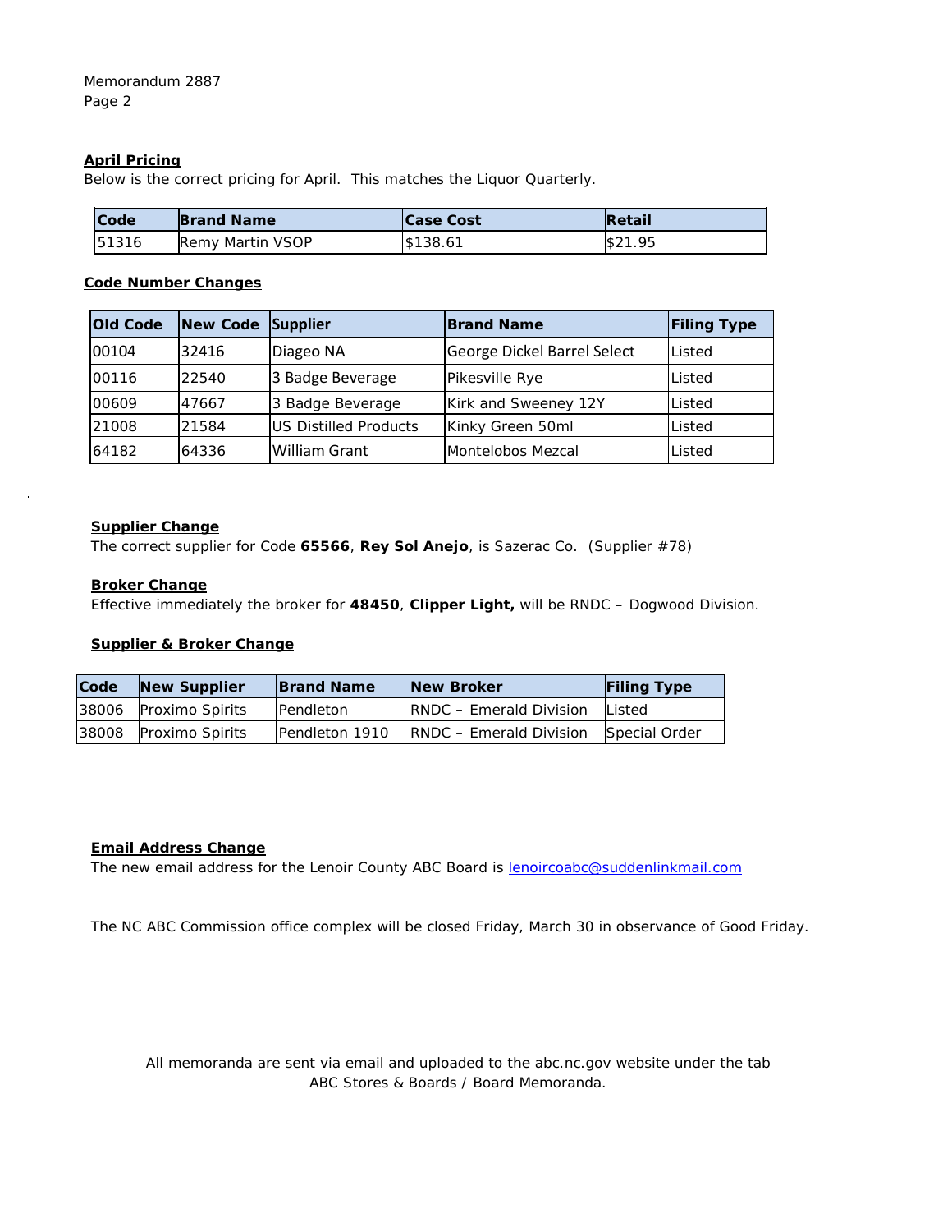**April Pricing**

Below is the correct pricing for April.  This matches the Liquor Quarterly.

| Code | Brand Name | Case Cost | Retail |
|---|---|---|---|
| 51316 | Remy Martin VSOP | $138.61 | $21.95 |

**Code Number Changes**

| Old Code | New Code | Supplier | Brand Name | Filing Type |
|---|---|---|---|---|
| 00104 | 32416 | Diageo NA | George Dickel Barrel Select | Listed |
| 00116 | 22540 | 3 Badge Beverage | Pikesville Rye | Listed |
| 00609 | 47667 | 3 Badge Beverage | Kirk and Sweeney 12Y | Listed |
| 21008 | 21584 | US Distilled Products | Kinky Green 50ml | Listed |
| 64182 | 64336 | William Grant | Montelobos Mezcal | Listed |

**Supplier Change**

The correct supplier for Code **65566**, **Rey Sol Anejo**, is Sazerac Co.  (Supplier #78)

**Broker Change**

Effective immediately the broker for **48450**, **Clipper Light,** will be RNDC – Dogwood Division.

**Supplier & Broker Change**

| Code | New Supplier | Brand Name | New Broker | Filing Type |
|---|---|---|---|---|
| 38006 | Proximo Spirits | Pendleton | RNDC – Emerald Division | Listed |
| 38008 | Proximo Spirits | Pendleton 1910 | RNDC – Emerald Division | Special Order |

**Email Address Change**

The new email address for the Lenoir County ABC Board is lenoircoabc@suddenlinkmail.com

The NC ABC Commission office complex will be closed Friday, March 30 in observance of Good Friday.

All memoranda are sent via email and uploaded to the abc.nc.gov website under the tab ABC Stores & Boards / Board Memoranda.